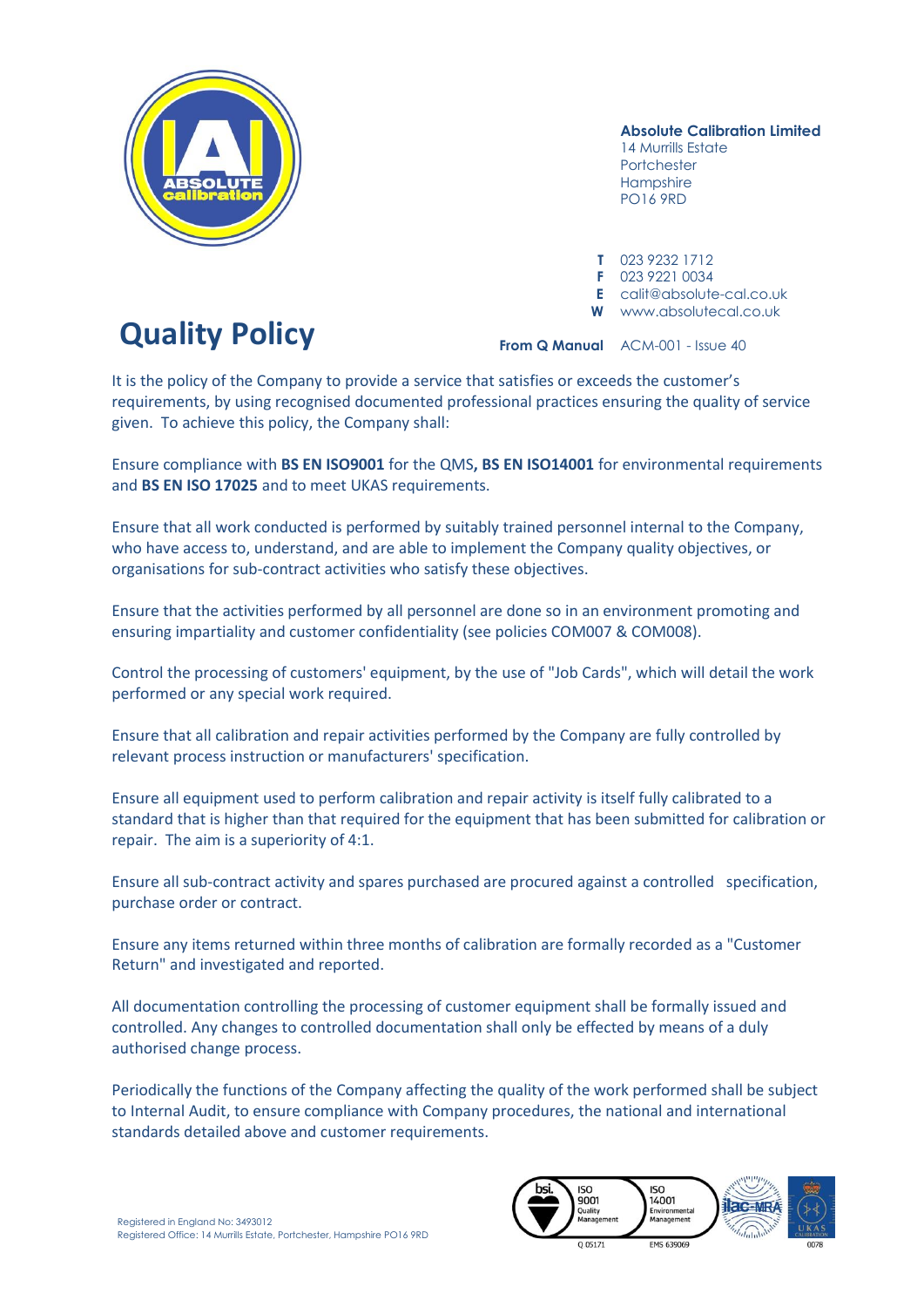**Absolute Calibration Limited**
14 Murrills Estate
Portchester
Hampshire
PO16 9RD

**T** 023 9232 1712
**F** 023 9221 0034
**E** calit@absolute-cal.co.uk
**W** www.absolutecal.co.uk

# Quality Policy

**From Q Manual** ACM-001 - Issue 40

It is the policy of the Company to provide a service that satisfies or exceeds the customer's requirements, by using recognised documented professional practices ensuring the quality of service given. To achieve this policy, the Company shall:

Ensure compliance with **BS EN ISO9001** for the QMS**, BS EN ISO14001** for environmental requirements and **BS EN ISO 17025** and to meet UKAS requirements.

Ensure that all work conducted is performed by suitably trained personnel internal to the Company, who have access to, understand, and are able to implement the Company quality objectives, or organisations for sub-contract activities who satisfy these objectives.

Ensure that the activities performed by all personnel are done so in an environment promoting and ensuring impartiality and customer confidentiality (see policies COM007 & COM008).

Control the processing of customers' equipment, by the use of "Job Cards", which will detail the work performed or any special work required.

Ensure that all calibration and repair activities performed by the Company are fully controlled by relevant process instruction or manufacturers' specification.

Ensure all equipment used to perform calibration and repair activity is itself fully calibrated to a standard that is higher than that required for the equipment that has been submitted for calibration or repair. The aim is a superiority of 4:1.

Ensure all sub-contract activity and spares purchased are procured against a controlled specification, purchase order or contract.

Ensure any items returned within three months of calibration are formally recorded as a "Customer Return" and investigated and reported.

All documentation controlling the processing of customer equipment shall be formally issued and controlled. Any changes to controlled documentation shall only be effected by means of a duly authorised change process.

Periodically the functions of the Company affecting the quality of the work performed shall be subject to Internal Audit, to ensure compliance with Company procedures, the national and international standards detailed above and customer requirements.

Registered in England No: 3493012
Registered Office: 14 Murrills Estate, Portchester, Hampshire PO16 9RD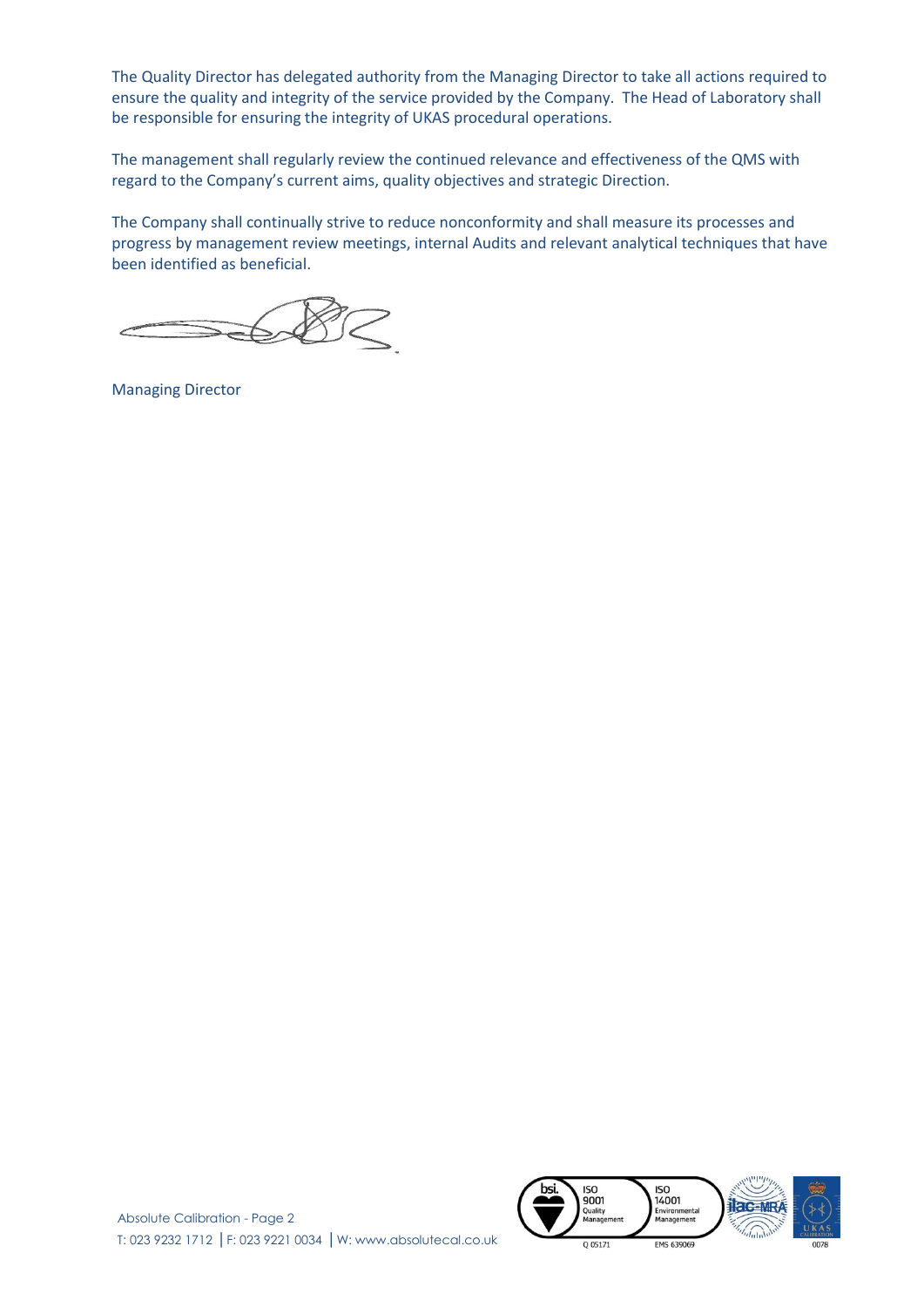The Quality Director has delegated authority from the Managing Director to take all actions required to ensure the quality and integrity of the service provided by the Company. The Head of Laboratory shall be responsible for ensuring the integrity of UKAS procedural operations.

The management shall regularly review the continued relevance and effectiveness of the QMS with regard to the Company's current aims, quality objectives and strategic Direction.

The Company shall continually strive to reduce nonconformity and shall measure its processes and progress by management review meetings, internal Audits and relevant analytical techniques that have been identified as beneficial.

Managing Director